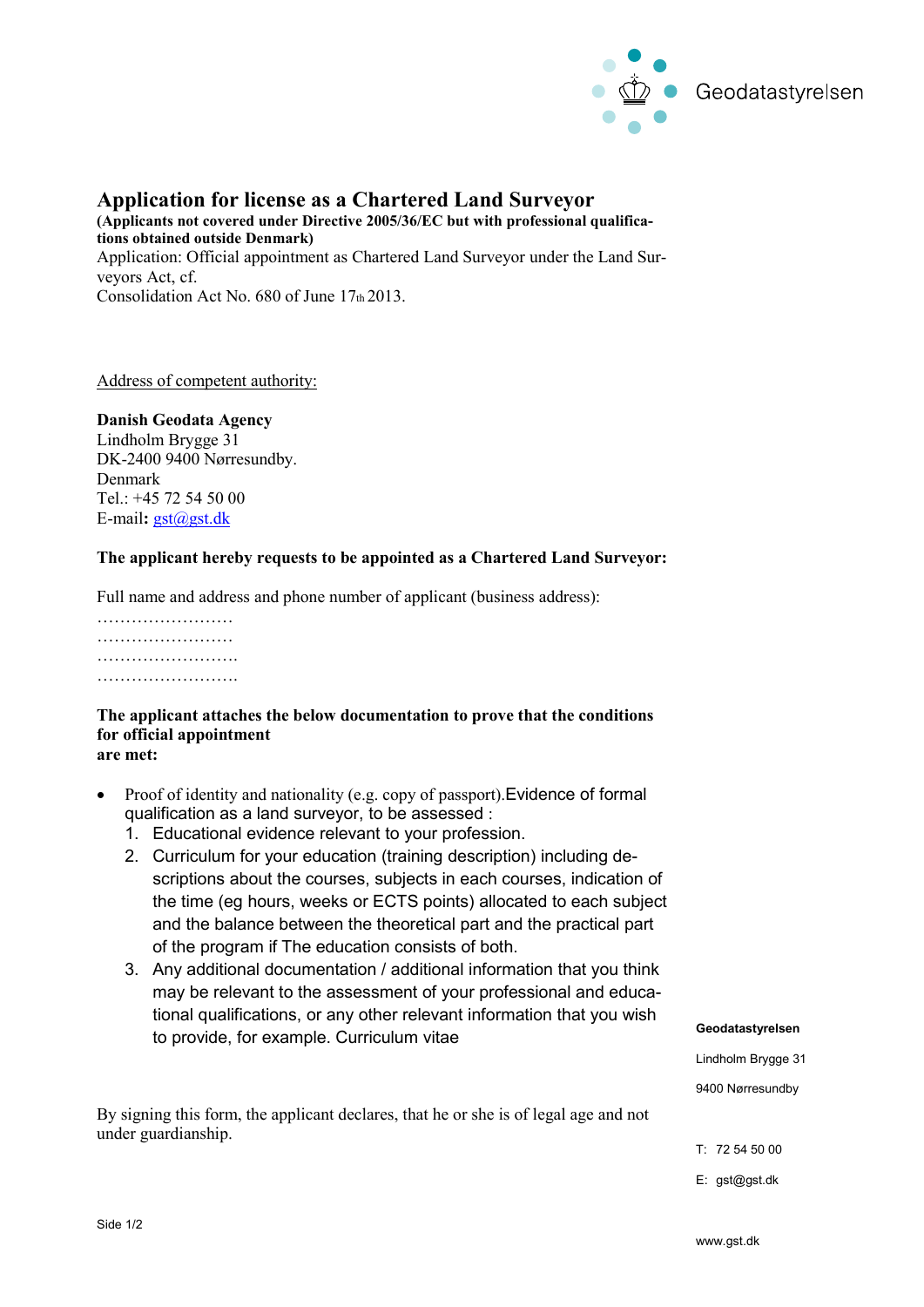Geodatastyrelsen

# Application for license as a Chartered Land Surveyor

**(Applicants not covered under Directive 2005/36/EC but with professional qualifications obtained outside Denmark)**

Application: Official appointment as Chartered Land Surveyor under the Land Surveyors Act, cf.
Consolidation Act No. 680 of June 17th 2013.

Address of competent authority:

**Danish Geodata Agency**
Lindholm Brygge 31
DK-2400 9400 Nørresundby.
Denmark
Tel.: +45 72 54 50 00
E-mail**:** gst@gst.dk

**The applicant hereby requests to be appointed as a Chartered Land Surveyor:**

Full name and address and phone number of applicant (business address):

……………………
……………………
…………………….
…………………….

**The applicant attaches the below documentation to prove that the conditions for official appointment are met:**

- Proof of identity and nationality (e.g. copy of passport).Evidence of formal qualification as a land surveyor, to be assessed :
  1. Educational evidence relevant to your profession.
  2. Curriculum for your education (training description) including descriptions about the courses, subjects in each courses, indication of the time (eg hours, weeks or ECTS points) allocated to each subject and the balance between the theoretical part and the practical part of the program if The education consists of both.
  3. Any additional documentation / additional information that you think may be relevant to the assessment of your professional and educational qualifications, or any other relevant information that you wish to provide, for example. Curriculum vitae

By signing this form, the applicant declares, that he or she is of legal age and not under guardianship.

**Geodatastyrelsen**

Lindholm Brygge 31

9400 Nørresundby

T: 72 54 50 00

E: gst@gst.dk

www.gst.dk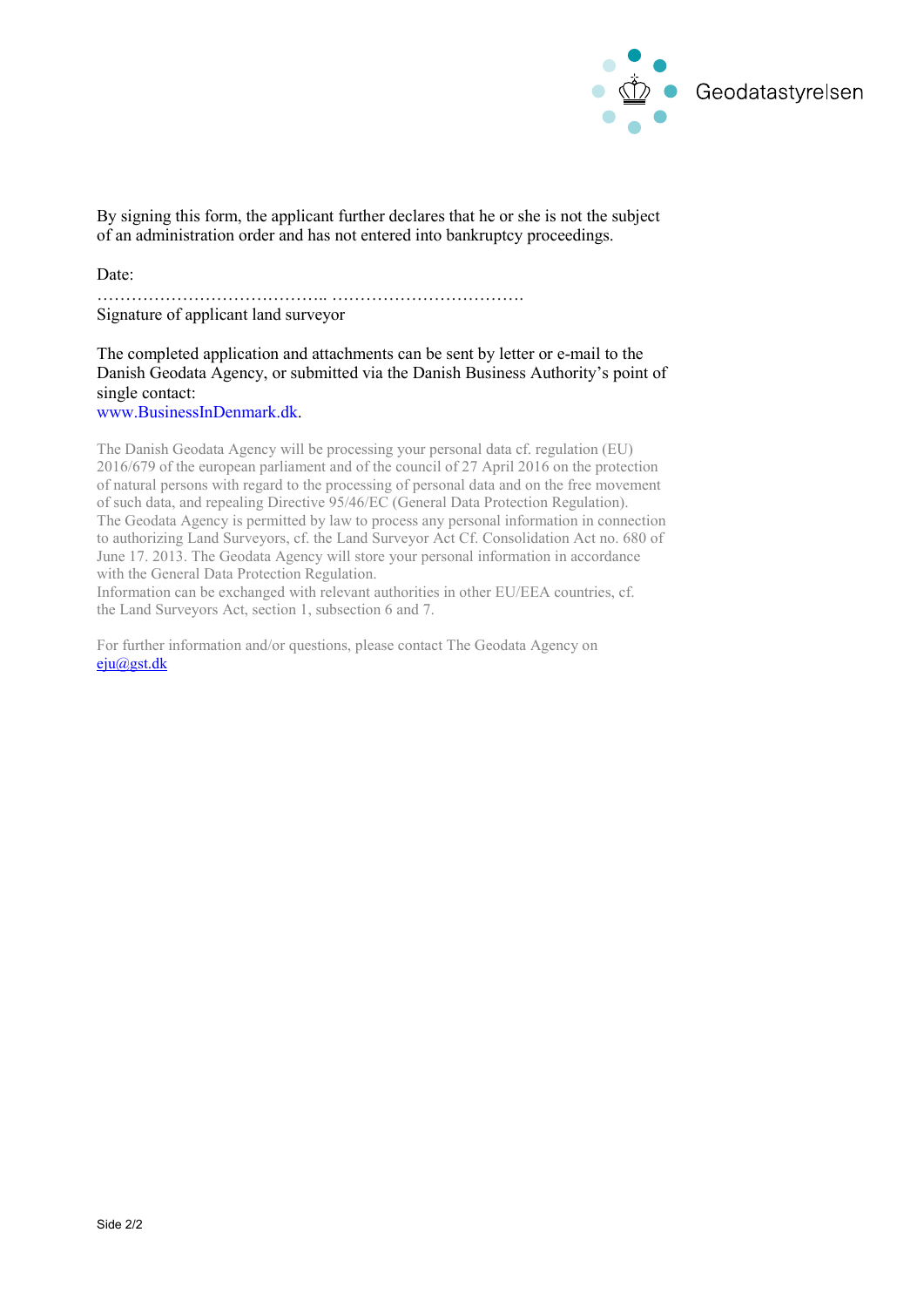Geodatastyrelsen

By signing this form, the applicant further declares that he or she is not the subject of an administration order and has not entered into bankruptcy proceedings.

Date:

………………………………….. …………………………….

Signature of applicant land surveyor

The completed application and attachments can be sent by letter or e-mail to the Danish Geodata Agency, or submitted via the Danish Business Authority's point of single contact:
www.BusinessInDenmark.dk.

The Danish Geodata Agency will be processing your personal data cf. regulation (EU) 2016/679 of the european parliament and of the council of 27 April 2016 on the protection of natural persons with regard to the processing of personal data and on the free movement of such data, and repealing Directive 95/46/EC (General Data Protection Regulation).
The Geodata Agency is permitted by law to process any personal information in connection to authorizing Land Surveyors, cf. the Land Surveyor Act Cf. Consolidation Act no. 680 of June 17. 2013. The Geodata Agency will store your personal information in accordance with the General Data Protection Regulation.
Information can be exchanged with relevant authorities in other EU/EEA countries, cf. the Land Surveyors Act, section 1, subsection 6 and 7.

For further information and/or questions, please contact The Geodata Agency on eju@gst.dk